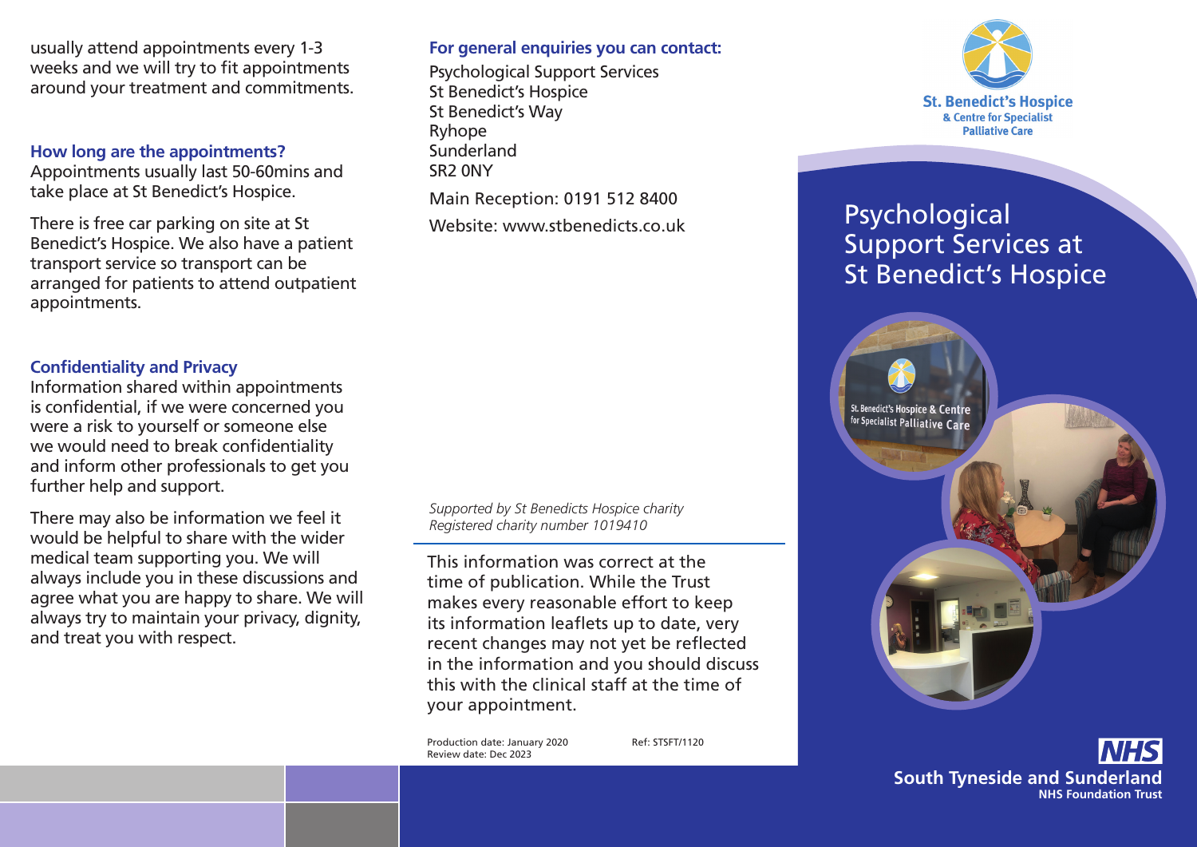usually attend appointments every 1-3 weeks and we will try to fit appointments around your treatment and commitments.

### How long are the appointments?

Appointments usually last 50-60mins and take place at St Benedict's Hospice.

There is free car parking on site at St Benedict's Hospice. We also have a patient transport service so transport can be arranged for patients to attend outpatient appointments.

### Confidentiality and Privacy

Information shared within appointments is confidential, if we were concerned you were a risk to yourself or someone else we would need to break confidentiality and inform other professionals to get you further help and support.

There may also be information we feel it would be helpful to share with the wider medical team supporting you. We will always include you in these discussions and agree what you are happy to share. We will always try to maintain your privacy, dignity, and treat you with respect.

### For general enquiries you can contact:

Psychological Support Services
St Benedict's Hospice
St Benedict's Way
Ryhope
Sunderland
SR2 0NY

Main Reception: 0191 512 8400

Website: www.stbenedicts.co.uk

*Supported by St Benedicts Hospice charity*
*Registered charity number 1019410*

This information was correct at the time of publication. While the Trust makes every reasonable effort to keep its information leaflets up to date, very recent changes may not yet be reflected in the information and you should discuss this with the clinical staff at the time of your appointment.

Production date: January 2020
Review date: Dec 2023
Ref: STSFT/1120

St. Benedict's Hospice
& Centre for Specialist Palliative Care

# Psychological Support Services at St Benedict's Hospice

NHS
South Tyneside and Sunderland
NHS Foundation Trust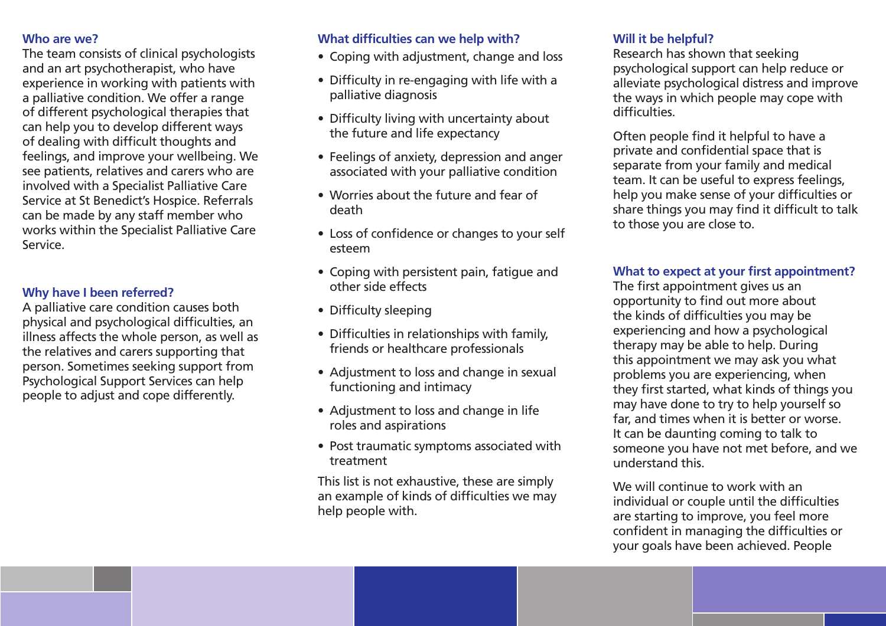## Who are we?

The team consists of clinical psychologists and an art psychotherapist, who have experience in working with patients with a palliative condition. We offer a range of different psychological therapies that can help you to develop different ways of dealing with difficult thoughts and feelings, and improve your wellbeing. We see patients, relatives and carers who are involved with a Specialist Palliative Care Service at St Benedict's Hospice. Referrals can be made by any staff member who works within the Specialist Palliative Care Service.

## Why have I been referred?

A palliative care condition causes both physical and psychological difficulties, an illness affects the whole person, as well as the relatives and carers supporting that person. Sometimes seeking support from Psychological Support Services can help people to adjust and cope differently.

## What difficulties can we help with?

- Coping with adjustment, change and loss
- Difficulty in re-engaging with life with a palliative diagnosis
- Difficulty living with uncertainty about the future and life expectancy
- Feelings of anxiety, depression and anger associated with your palliative condition
- Worries about the future and fear of death
- Loss of confidence or changes to your self esteem
- Coping with persistent pain, fatigue and other side effects
- Difficulty sleeping
- Difficulties in relationships with family, friends or healthcare professionals
- Adjustment to loss and change in sexual functioning and intimacy
- Adjustment to loss and change in life roles and aspirations
- Post traumatic symptoms associated with treatment

This list is not exhaustive, these are simply an example of kinds of difficulties we may help people with.

## Will it be helpful?

Research has shown that seeking psychological support can help reduce or alleviate psychological distress and improve the ways in which people may cope with difficulties.

Often people find it helpful to have a private and confidential space that is separate from your family and medical team. It can be useful to express feelings, help you make sense of your difficulties or share things you may find it difficult to talk to those you are close to.

## What to expect at your first appointment?

The first appointment gives us an opportunity to find out more about the kinds of difficulties you may be experiencing and how a psychological therapy may be able to help. During this appointment we may ask you what problems you are experiencing, when they first started, what kinds of things you may have done to try to help yourself so far, and times when it is better or worse. It can be daunting coming to talk to someone you have not met before, and we understand this.

We will continue to work with an individual or couple until the difficulties are starting to improve, you feel more confident in managing the difficulties or your goals have been achieved. People